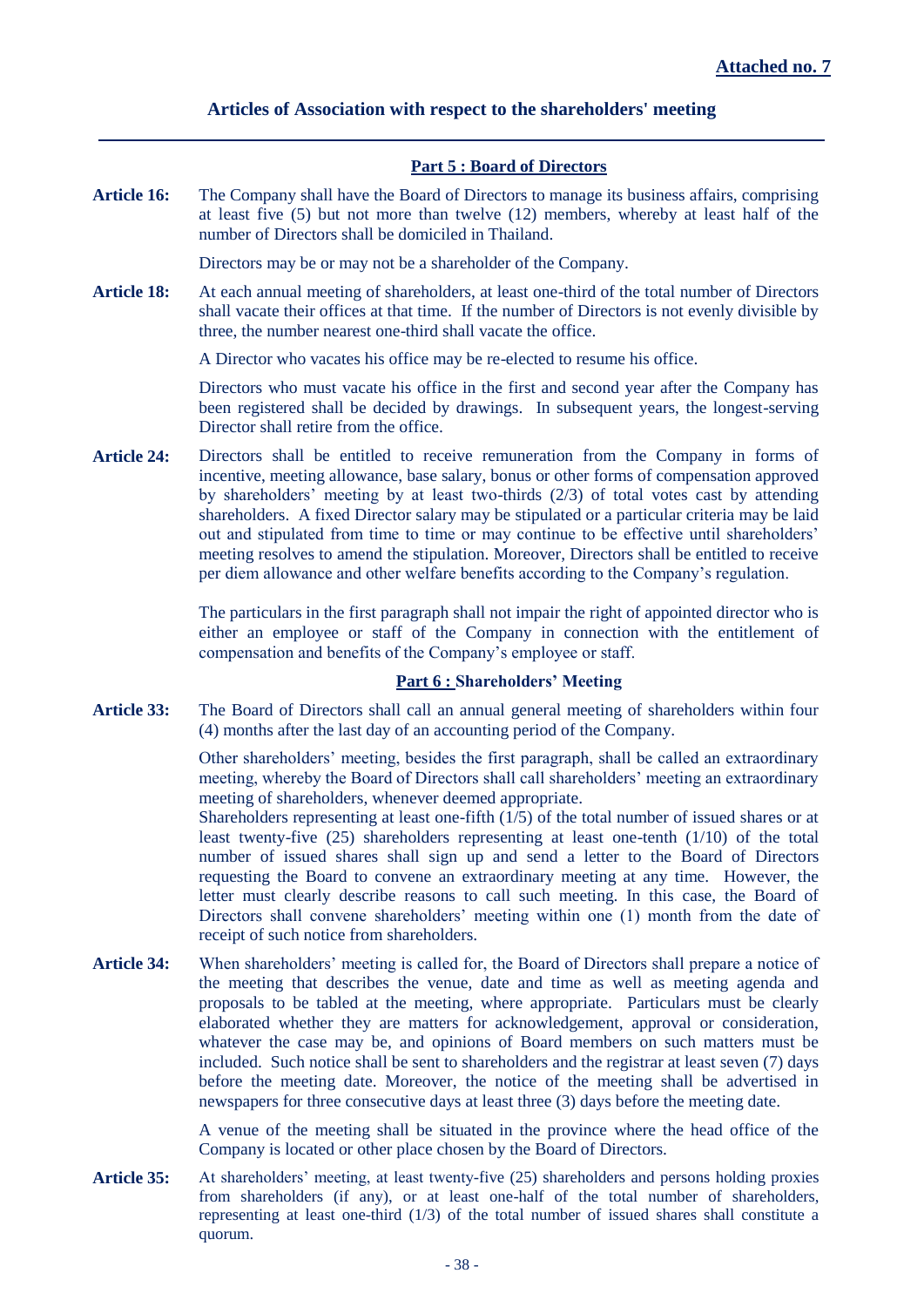**Attached no. 7**

## Articles of Association with respect to the shareholders' meeting

### Part 5 : Board of Directors

**Article 16:** The Company shall have the Board of Directors to manage its business affairs, comprising at least five (5) but not more than twelve (12) members, whereby at least half of the number of Directors shall be domiciled in Thailand.

Directors may be or may not be a shareholder of the Company.

**Article 18:** At each annual meeting of shareholders, at least one-third of the total number of Directors shall vacate their offices at that time. If the number of Directors is not evenly divisible by three, the number nearest one-third shall vacate the office.

A Director who vacates his office may be re-elected to resume his office.

Directors who must vacate his office in the first and second year after the Company has been registered shall be decided by drawings. In subsequent years, the longest-serving Director shall retire from the office.

**Article 24:** Directors shall be entitled to receive remuneration from the Company in forms of incentive, meeting allowance, base salary, bonus or other forms of compensation approved by shareholders' meeting by at least two-thirds (2/3) of total votes cast by attending shareholders. A fixed Director salary may be stipulated or a particular criteria may be laid out and stipulated from time to time or may continue to be effective until shareholders' meeting resolves to amend the stipulation. Moreover, Directors shall be entitled to receive per diem allowance and other welfare benefits according to the Company's regulation.

The particulars in the first paragraph shall not impair the right of appointed director who is either an employee or staff of the Company in connection with the entitlement of compensation and benefits of the Company's employee or staff.

### Part 6 : Shareholders' Meeting

**Article 33:** The Board of Directors shall call an annual general meeting of shareholders within four (4) months after the last day of an accounting period of the Company.

Other shareholders' meeting, besides the first paragraph, shall be called an extraordinary meeting, whereby the Board of Directors shall call shareholders' meeting an extraordinary meeting of shareholders, whenever deemed appropriate.

Shareholders representing at least one-fifth (1/5) of the total number of issued shares or at least twenty-five (25) shareholders representing at least one-tenth (1/10) of the total number of issued shares shall sign up and send a letter to the Board of Directors requesting the Board to convene an extraordinary meeting at any time. However, the letter must clearly describe reasons to call such meeting. In this case, the Board of Directors shall convene shareholders' meeting within one (1) month from the date of receipt of such notice from shareholders.

**Article 34:** When shareholders' meeting is called for, the Board of Directors shall prepare a notice of the meeting that describes the venue, date and time as well as meeting agenda and proposals to be tabled at the meeting, where appropriate. Particulars must be clearly elaborated whether they are matters for acknowledgement, approval or consideration, whatever the case may be, and opinions of Board members on such matters must be included. Such notice shall be sent to shareholders and the registrar at least seven (7) days before the meeting date. Moreover, the notice of the meeting shall be advertised in newspapers for three consecutive days at least three (3) days before the meeting date.

A venue of the meeting shall be situated in the province where the head office of the Company is located or other place chosen by the Board of Directors.

**Article 35:** At shareholders' meeting, at least twenty-five (25) shareholders and persons holding proxies from shareholders (if any), or at least one-half of the total number of shareholders, representing at least one-third (1/3) of the total number of issued shares shall constitute a quorum.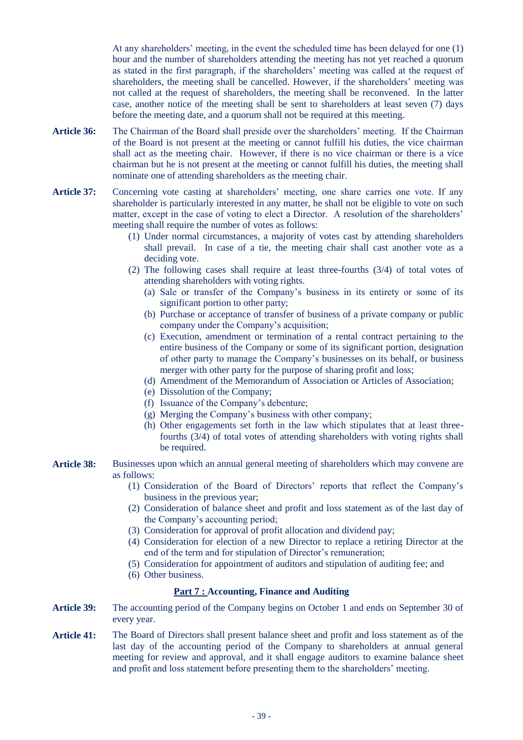At any shareholders' meeting, in the event the scheduled time has been delayed for one (1) hour and the number of shareholders attending the meeting has not yet reached a quorum as stated in the first paragraph, if the shareholders' meeting was called at the request of shareholders, the meeting shall be cancelled. However, if the shareholders' meeting was not called at the request of shareholders, the meeting shall be reconvened. In the latter case, another notice of the meeting shall be sent to shareholders at least seven (7) days before the meeting date, and a quorum shall not be required at this meeting.

**Article 36:** The Chairman of the Board shall preside over the shareholders' meeting. If the Chairman of the Board is not present at the meeting or cannot fulfill his duties, the vice chairman shall act as the meeting chair. However, if there is no vice chairman or there is a vice chairman but he is not present at the meeting or cannot fulfill his duties, the meeting shall nominate one of attending shareholders as the meeting chair.

**Article 37:** Concerning vote casting at shareholders' meeting, one share carries one vote. If any shareholder is particularly interested in any matter, he shall not be eligible to vote on such matter, except in the case of voting to elect a Director. A resolution of the shareholders' meeting shall require the number of votes as follows:

(1) Under normal circumstances, a majority of votes cast by attending shareholders shall prevail. In case of a tie, the meeting chair shall cast another vote as a deciding vote.

(2) The following cases shall require at least three-fourths (3/4) of total votes of attending shareholders with voting rights.

   (a) Sale or transfer of the Company's business in its entirety or some of its significant portion to other party;

   (b) Purchase or acceptance of transfer of business of a private company or public company under the Company's acquisition;

   (c) Execution, amendment or termination of a rental contract pertaining to the entire business of the Company or some of its significant portion, designation of other party to manage the Company's businesses on its behalf, or business merger with other party for the purpose of sharing profit and loss;

   (d) Amendment of the Memorandum of Association or Articles of Association;

   (e) Dissolution of the Company;

   (f) Issuance of the Company's debenture;

   (g) Merging the Company's business with other company;

   (h) Other engagements set forth in the law which stipulates that at least three-fourths (3/4) of total votes of attending shareholders with voting rights shall be required.

**Article 38:** Businesses upon which an annual general meeting of shareholders which may convene are as follows:

(1) Consideration of the Board of Directors' reports that reflect the Company's business in the previous year;

(2) Consideration of balance sheet and profit and loss statement as of the last day of the Company's accounting period;

(3) Consideration for approval of profit allocation and dividend pay;

(4) Consideration for election of a new Director to replace a retiring Director at the end of the term and for stipulation of Director's remuneration;

(5) Consideration for appointment of auditors and stipulation of auditing fee; and

(6) Other business.

## Part 7 : Accounting, Finance and Auditing

**Article 39:** The accounting period of the Company begins on October 1 and ends on September 30 of every year.

**Article 41:** The Board of Directors shall present balance sheet and profit and loss statement as of the last day of the accounting period of the Company to shareholders at annual general meeting for review and approval, and it shall engage auditors to examine balance sheet and profit and loss statement before presenting them to the shareholders' meeting.